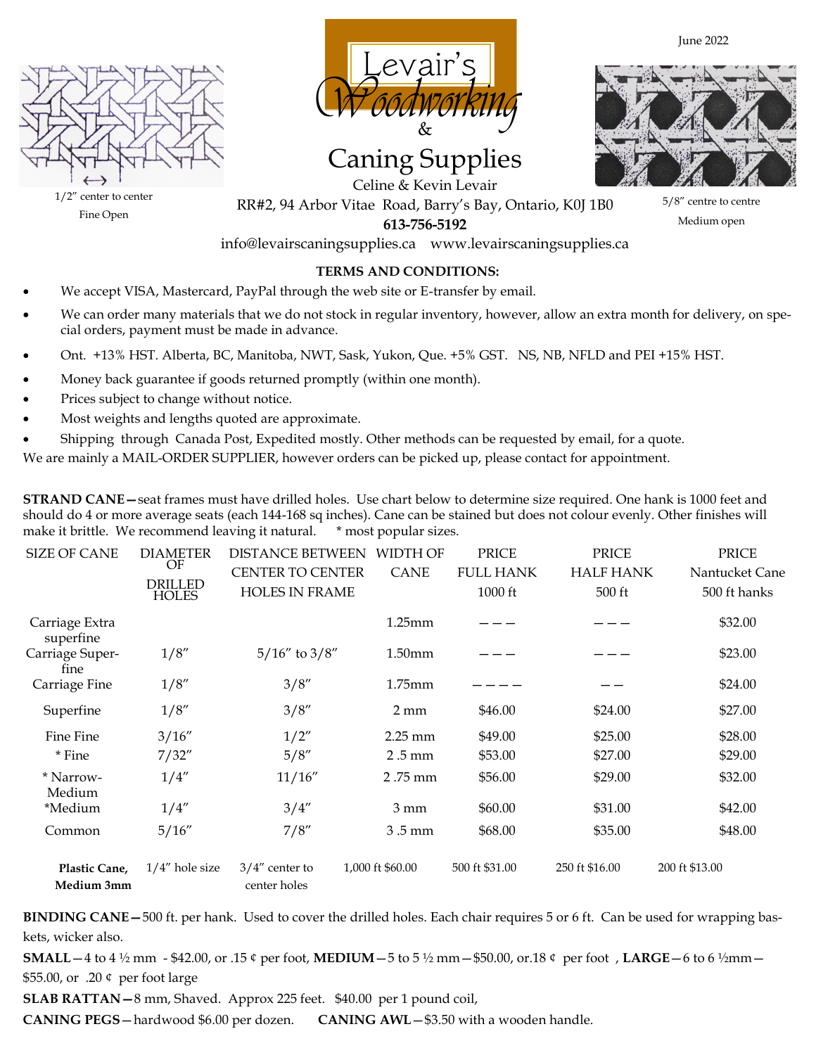June 2022

1/2″ center to center

Fine Open

# Levair's Woodworking & Caning Supplies

Celine & Kevin Levair

RR#2, 94 Arbor Vitae Road, Barry's Bay, Ontario, K0J 1B0

**613-756-5192**

info@levairscaningsupplies.ca www.levairscaningsupplies.ca

5/8″ centre to centre

Medium open

**TERMS AND CONDITIONS:**

- We accept VISA, Mastercard, PayPal through the web site or E-transfer by email.
- We can order many materials that we do not stock in regular inventory, however, allow an extra month for delivery, on special orders, payment must be made in advance.
- Ont. +13% HST. Alberta, BC, Manitoba, NWT, Sask, Yukon, Que. +5% GST. NS, NB, NFLD and PEI +15% HST.
- Money back guarantee if goods returned promptly (within one month).
- Prices subject to change without notice.
- Most weights and lengths quoted are approximate.
- Shipping through Canada Post, Expedited mostly. Other methods can be requested by email, for a quote.

We are mainly a MAIL-ORDER SUPPLIER, however orders can be picked up, please contact for appointment.

**STRAND CANE—**seat frames must have drilled holes. Use chart below to determine size required. One hank is 1000 feet and should do 4 or more average seats (each 144-168 sq inches). Cane can be stained but does not colour evenly. Other finishes will make it brittle. We recommend leaving it natural. * most popular sizes.

| SIZE OF CANE | DIAMETER OF DRILLED HOLES | DISTANCE BETWEEN CENTER TO CENTER HOLES IN FRAME | WIDTH OF CANE | PRICE FULL HANK 1000 ft | PRICE HALF HANK 500 ft | PRICE Nantucket Cane 500 ft hanks |
|---|---|---|---|---|---|---|
| Carriage Extra superfine | | | 1.25mm | ——— | ——— | $32.00 |
| Carriage Superfine | 1/8″ | 5/16″ to 3/8″ | 1.50mm | ——— | ——— | $23.00 |
| Carriage Fine | 1/8″ | 3/8″ | 1.75mm | ———— | —— | $24.00 |
| Superfine | 1/8″ | 3/8″ | 2 mm | $46.00 | $24.00 | $27.00 |
| Fine Fine | 3/16″ | 1/2″ | 2.25 mm | $49.00 | $25.00 | $28.00 |
| * Fine | 7/32″ | 5/8″ | 2 .5 mm | $53.00 | $27.00 | $29.00 |
| * Narrow-Medium | 1/4″ | 11/16″ | 2 .75 mm | $56.00 | $29.00 | $32.00 |
| *Medium | 1/4″ | 3/4″ | 3 mm | $60.00 | $31.00 | $42.00 |
| Common | 5/16″ | 7/8″ | 3 .5 mm | $68.00 | $35.00 | $48.00 |
| **Plastic Cane, Medium 3mm** | 1/4″ hole size | 3/4″ center to center holes | 1,000 ft $60.00 | 500 ft $31.00 | 250 ft $16.00 | 200 ft $13.00 |

**BINDING CANE—**500 ft. per hank. Used to cover the drilled holes. Each chair requires 5 or 6 ft. Can be used for wrapping baskets, wicker also.

**SMALL**—4 to 4 ½ mm - $42.00, or .15 ¢ per foot, **MEDIUM**—5 to 5 ½ mm—$50.00, or.18 ¢ per foot , **LARGE**—6 to 6 ½mm—$55.00, or .20 ¢ per foot large

**SLAB RATTAN—**8 mm, Shaved. Approx 225 feet. $40.00 per 1 pound coil,

**CANING PEGS**—hardwood $6.00 per dozen. **CANING AWL**—$3.50 with a wooden handle.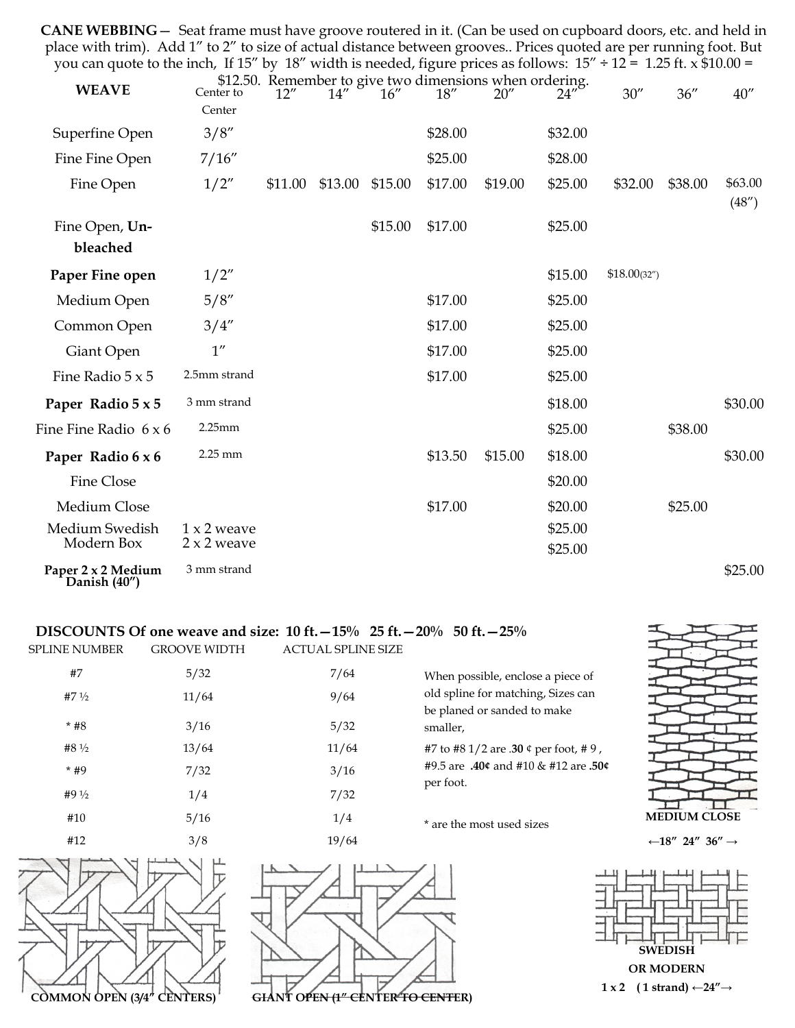**CANE WEBBING**— Seat frame must have groove routered in it. (Can be used on cupboard doors, etc. and held in place with trim). Add 1" to 2" to size of actual distance between grooves.. Prices quoted are per running foot. But you can quote to the inch, If 15" by 18" width is needed, figure prices as follows: 15" ÷ 12 = 1.25 ft. x $10.00 = $12.50. Remember to give two dimensions when ordering.

| WEAVE | Center to Center | 12" | 14" | 16" | 18" | 20" | 24" | 30" | 36" | 40" |
|---|---|---|---|---|---|---|---|---|---|---|
| Superfine Open | 3/8" | | | | $28.00 | | $32.00 | | | |
| Fine Fine Open | 7/16" | | | | $25.00 | | $28.00 | | | |
| Fine Open | 1/2" | $11.00 | $13.00 | $15.00 | $17.00 | $19.00 | $25.00 | $32.00 | $38.00 | $63.00 (48") |
| Fine Open, **Un-bleached** | | | | $15.00 | $17.00 | | $25.00 | | | |
| **Paper Fine open** | 1/2" | | | | | | $15.00 | $18.00(32") | | |
| Medium Open | 5/8" | | | | $17.00 | | $25.00 | | | |
| Common Open | 3/4" | | | | $17.00 | | $25.00 | | | |
| Giant Open | 1" | | | | $17.00 | | $25.00 | | | |
| Fine Radio 5 x 5 | 2.5mm strand | | | | $17.00 | | $25.00 | | | |
| **Paper Radio 5 x 5** | 3 mm strand | | | | | | $18.00 | | | $30.00 |
| Fine Fine Radio 6 x 6 | 2.25mm | | | | | | $25.00 | | $38.00 | |
| **Paper Radio 6 x 6** | 2.25 mm | | | | $13.50 | $15.00 | $18.00 | | | $30.00 |
| Fine Close | | | | | | | $20.00 | | | |
| Medium Close | | | | | $17.00 | | $20.00 | | $25.00 | |
| Medium Swedish | 1 x 2 weave | | | | | | $25.00 | | | |
| Modern Box | 2 x 2 weave | | | | | | $25.00 | | | |
| **Paper 2 x 2 Medium Danish (40")** | 3 mm strand | | | | | | | | | $25.00 |

**DISCOUNTS Of one weave and size: 10 ft.—15% 25 ft.—20% 50 ft.—25%**

| SPLINE NUMBER | GROOVE WIDTH | ACTUAL SPLINE SIZE |
|---|---|---|
| #7 | 5/32 | 7/64 |
| #7 ½ | 11/64 | 9/64 |
| * #8 | 3/16 | 5/32 |
| #8 ½ | 13/64 | 11/64 |
| * #9 | 7/32 | 3/16 |
| #9 ½ | 1/4 | 7/32 |
| #10 | 5/16 | 1/4 |
| #12 | 3/8 | 19/64 |

When possible, enclose a piece of old spline for matching, Sizes can be planed or sanded to make smaller,

#7 to #8 1/2 are **.30** ¢ per foot, # 9 , #9.5 are **.40¢** and #10 & #12 are **.50¢** per foot.

\* are the most used sizes

**MEDIUM CLOSE**

**←18" 24" 36" →**

**COMMON OPEN (3/4" CENTERS)**

**GIANT OPEN (1" CENTER TO CENTER)**

**SWEDISH OR MODERN**

**1 x 2 (1 strand) ←24"→**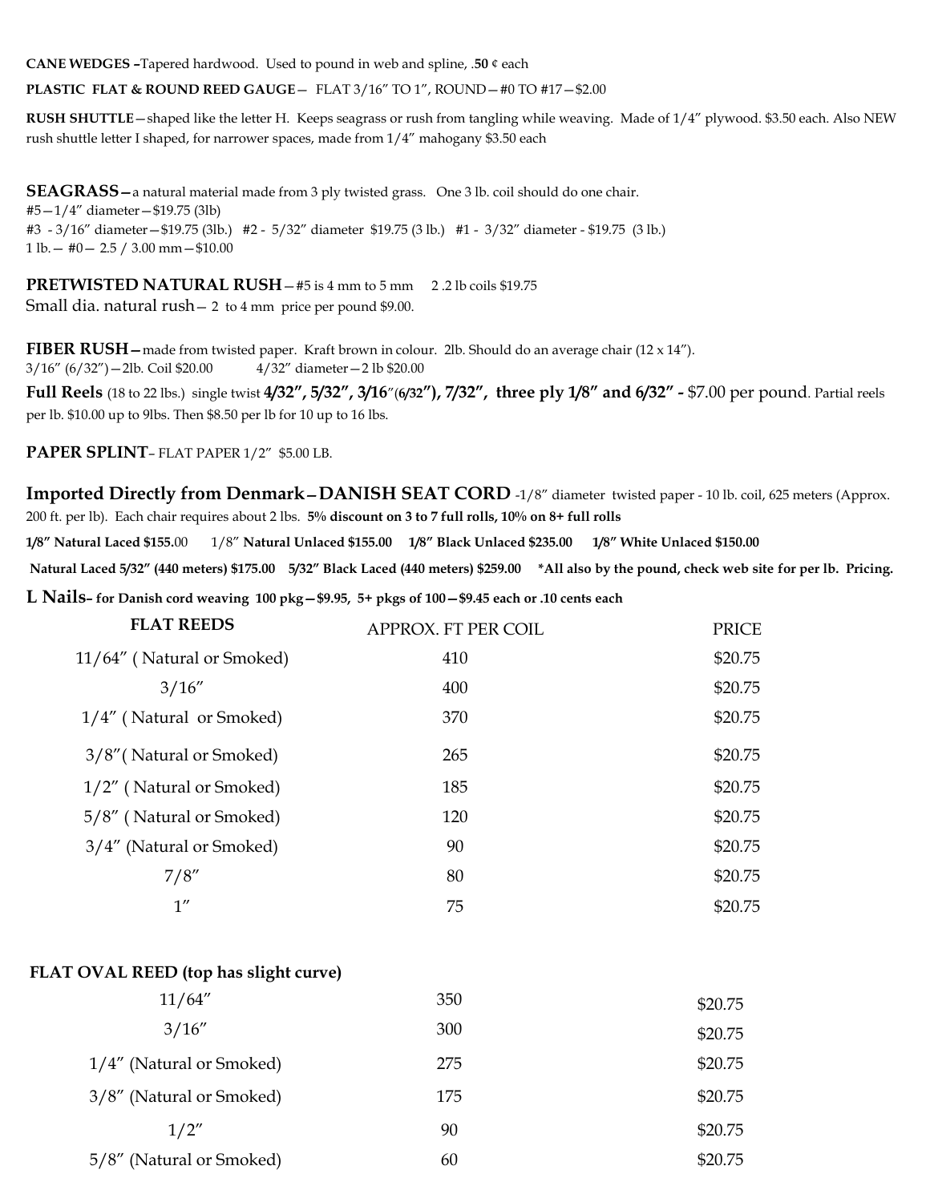**CANE WEDGES –**Tapered hardwood. Used to pound in web and spline, .**50** ¢ each

**PLASTIC FLAT & ROUND REED GAUGE**— FLAT 3/16" TO 1", ROUND—#0 TO #17—$2.00

**RUSH SHUTTLE**—shaped like the letter H. Keeps seagrass or rush from tangling while weaving. Made of 1/4" plywood. $3.50 each. Also NEW rush shuttle letter I shaped, for narrower spaces, made from 1/4" mahogany $3.50 each

**SEAGRASS—**a natural material made from 3 ply twisted grass. One 3 lb. coil should do one chair.
#5—1/4" diameter—$19.75 (3lb)
#3 - 3/16" diameter—$19.75 (3lb.) #2 - 5/32" diameter $19.75 (3 lb.) #1 - 3/32" diameter - $19.75 (3 lb.)
1 lb.— #0— 2.5 / 3.00 mm—$10.00

**PRETWISTED NATURAL RUSH**—#5 is 4 mm to 5 mm 2 .2 lb coils $19.75
Small dia. natural rush— 2 to 4 mm price per pound $9.00.

**FIBER RUSH—**made from twisted paper. Kraft brown in colour. 2lb. Should do an average chair (12 x 14").
3/16" (6/32")—2lb. Coil $20.00 4/32" diameter—2 lb $20.00
**Full Reels** (18 to 22 lbs.) single twist **4/32", 5/32", 3/16"(6/32"), 7/32", three ply 1/8" and 6/32" -** $7.00 per pound. Partial reels per lb. $10.00 up to 9lbs. Then $8.50 per lb for 10 up to 16 lbs.

**PAPER SPLINT**– FLAT PAPER 1/2" $5.00 LB.

**Imported Directly from Denmark—DANISH SEAT CORD** -1/8" diameter twisted paper - 10 lb. coil, 625 meters (Approx. 200 ft. per lb). Each chair requires about 2 lbs. **5% discount on 3 to 7 full rolls, 10% on 8+ full rolls**

**1/8" Natural Laced $155.**00 1/8" **Natural Unlaced $155.00 1/8" Black Unlaced $235.00 1/8" White Unlaced $150.00**

**Natural Laced 5/32" (440 meters) $175.00 5/32" Black Laced (440 meters) $259.00 *All also by the pound, check web site for per lb. Pricing.**

**L Nails– for Danish cord weaving 100 pkg—$9.95, 5+ pkgs of 100—$9.45 each or .10 cents each**

| FLAT REEDS | APPROX. FT PER COIL | PRICE |
|---|---|---|
| 11/64" ( Natural or Smoked) | 410 | $20.75 |
| 3/16" | 400 | $20.75 |
| 1/4" ( Natural or Smoked) | 370 | $20.75 |
| 3/8"( Natural or Smoked) | 265 | $20.75 |
| 1/2" ( Natural or Smoked) | 185 | $20.75 |
| 5/8" ( Natural or Smoked) | 120 | $20.75 |
| 3/4" (Natural or Smoked) | 90 | $20.75 |
| 7/8" | 80 | $20.75 |
| 1" | 75 | $20.75 |

**FLAT OVAL REED (top has slight curve)**

| | | |
|---|---|---|
| 11/64" | 350 | $20.75 |
| 3/16" | 300 | $20.75 |
| 1/4" (Natural or Smoked) | 275 | $20.75 |
| 3/8" (Natural or Smoked) | 175 | $20.75 |
| 1/2" | 90 | $20.75 |
| 5/8" (Natural or Smoked) | 60 | $20.75 |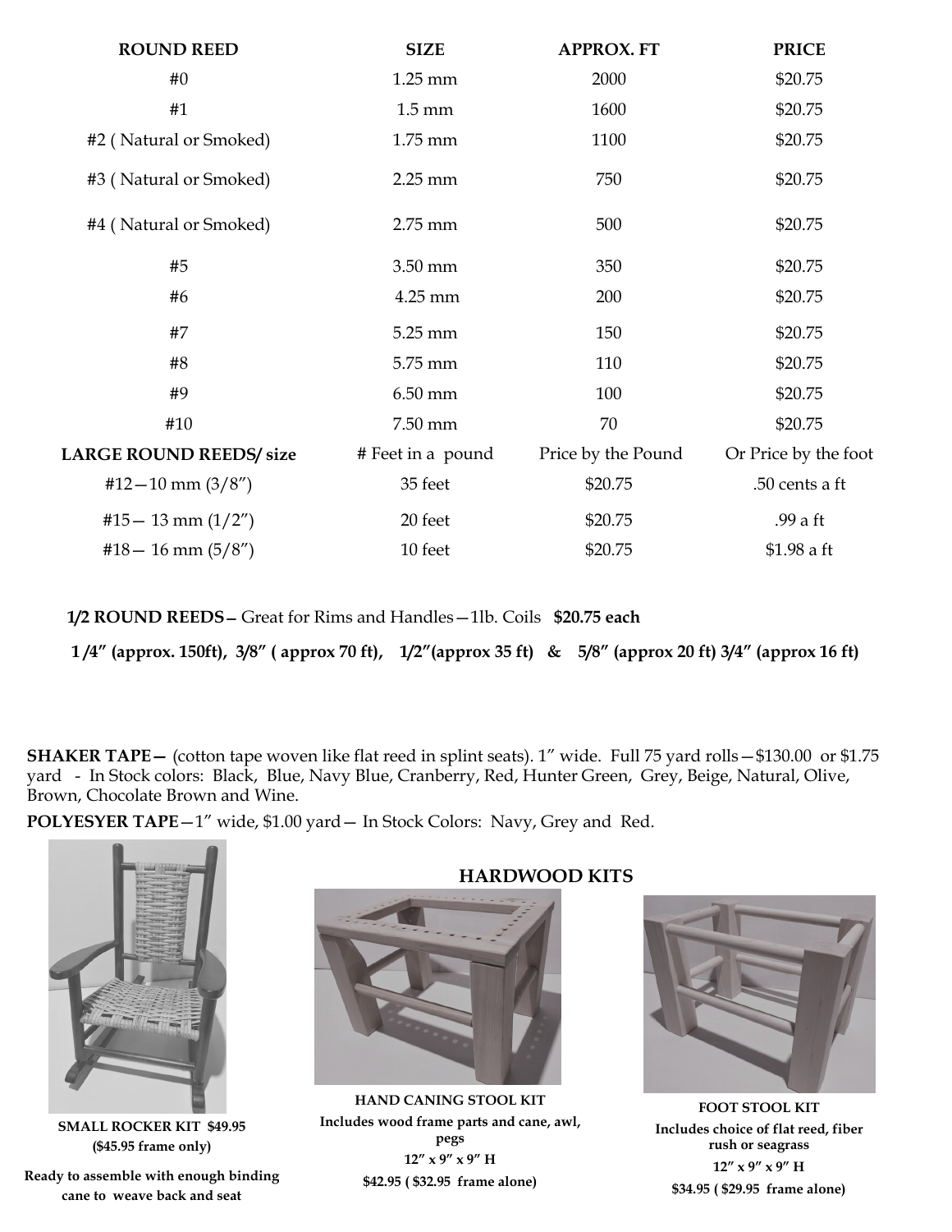| ROUND REED | SIZE | APPROX. FT | PRICE |
|---|---|---|---|
| #0 | 1.25 mm | 2000 | $20.75 |
| #1 | 1.5 mm | 1600 | $20.75 |
| #2 ( Natural or Smoked) | 1.75 mm | 1100 | $20.75 |
| #3 ( Natural or Smoked) | 2.25 mm | 750 | $20.75 |
| #4 ( Natural or Smoked) | 2.75 mm | 500 | $20.75 |
| #5 | 3.50 mm | 350 | $20.75 |
| #6 | 4.25 mm | 200 | $20.75 |
| #7 | 5.25 mm | 150 | $20.75 |
| #8 | 5.75 mm | 110 | $20.75 |
| #9 | 6.50 mm | 100 | $20.75 |
| #10 | 7.50 mm | 70 | $20.75 |
| **LARGE ROUND REEDS/ size** | # Feet in a pound | Price by the Pound | Or Price by the foot |
| #12—10 mm (3/8”) | 35 feet | $20.75 | .50 cents a ft |
| #15— 13 mm (1/2”) | 20 feet | $20.75 | .99 a ft |
| #18— 16 mm (5/8”) | 10 feet | $20.75 | $1.98 a ft |

**1/2 ROUND REEDS**– Great for Rims and Handles—1lb. Coils **$20.75 each**

**1 /4” (approx. 150ft), 3/8” ( approx 70 ft), 1/2”(approx 35 ft) & 5/8” (approx 20 ft) 3/4” (approx 16 ft)**

**SHAKER TAPE—** (cotton tape woven like flat reed in splint seats). 1” wide. Full 75 yard rolls—$130.00 or $1.75 yard - In Stock colors: Black, Blue, Navy Blue, Cranberry, Red, Hunter Green, Grey, Beige, Natural, Olive, Brown, Chocolate Brown and Wine.

**POLYESYER TAPE**—1” wide, $1.00 yard— In Stock Colors: Navy, Grey and Red.

**SMALL ROCKER KIT $49.95**
**($45.95 frame only)**

**Ready to assemble with enough binding cane to weave back and seat**

## HARDWOOD KITS

**HAND CANING STOOL KIT**
**Includes wood frame parts and cane, awl, pegs**
**12” x 9” x 9” H**
**$42.95 ( $32.95 frame alone)**

**FOOT STOOL KIT**
**Includes choice of flat reed, fiber rush or seagrass**
**12” x 9” x 9” H**
**$34.95 ( $29.95 frame alone)**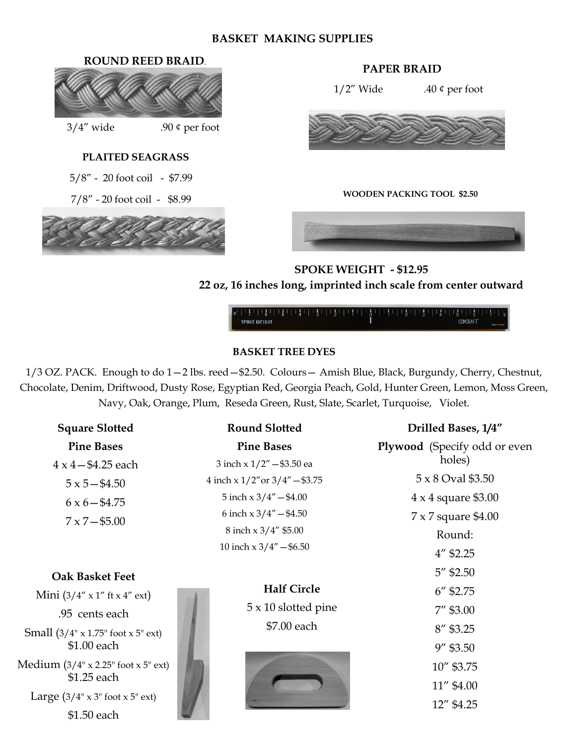# BASKET MAKING SUPPLIES

## ROUND REED BRAID.

3/4” wide .90 ¢ per foot

## PAPER BRAID

1/2” Wide .40 ¢ per foot

## PLAITED SEAGRASS

5/8” - 20 foot coil - $7.99

7/8” - 20 foot coil - $8.99

**WOODEN PACKING TOOL $2.50**

## SPOKE WEIGHT - $12.95

**22 oz, 16 inches long, imprinted inch scale from center outward**

## BASKET TREE DYES

1/3 OZ. PACK. Enough to do 1—2 lbs. reed—$2.50. Colours— Amish Blue, Black, Burgundy, Cherry, Chestnut, Chocolate, Denim, Driftwood, Dusty Rose, Egyptian Red, Georgia Peach, Gold, Hunter Green, Lemon, Moss Green, Navy, Oak, Orange, Plum, Reseda Green, Rust, Slate, Scarlet, Turquoise, Violet.

### Square Slotted Pine Bases

4 x 4—$4.25 each

5 x 5—$4.50

6 x 6—$4.75

7 x 7—$5.00

### Round Slotted Pine Bases

3 inch x 1/2”—$3.50 ea

4 inch x 1/2”or 3/4”—$3.75

5 inch x 3/4”—$4.00

6 inch x 3/4”—$4.50

8 inch x 3/4” $5.00

10 inch x 3/4”—$6.50

### Drilled Bases, 1/4”

**Plywood** (Specify odd or even holes)

5 x 8 Oval $3.50

4 x 4 square $3.00

7 x 7 square $4.00

Round:

4” $2.25

5” $2.50

6” $2.75

7” $3.00

8” $3.25

9” $3.50

10” $3.75

11” $4.00

12” $4.25

### Oak Basket Feet

Mini (3/4” x 1” ft x 4” ext)

.95 cents each

Small (3/4" x 1.75" foot x 5" ext) $1.00 each

Medium (3/4" x 2.25" foot x 5" ext) $1.25 each

Large (3/4" x 3" foot x 5" ext)

$1.50 each

### Half Circle

5 x 10 slotted pine

$7.00 each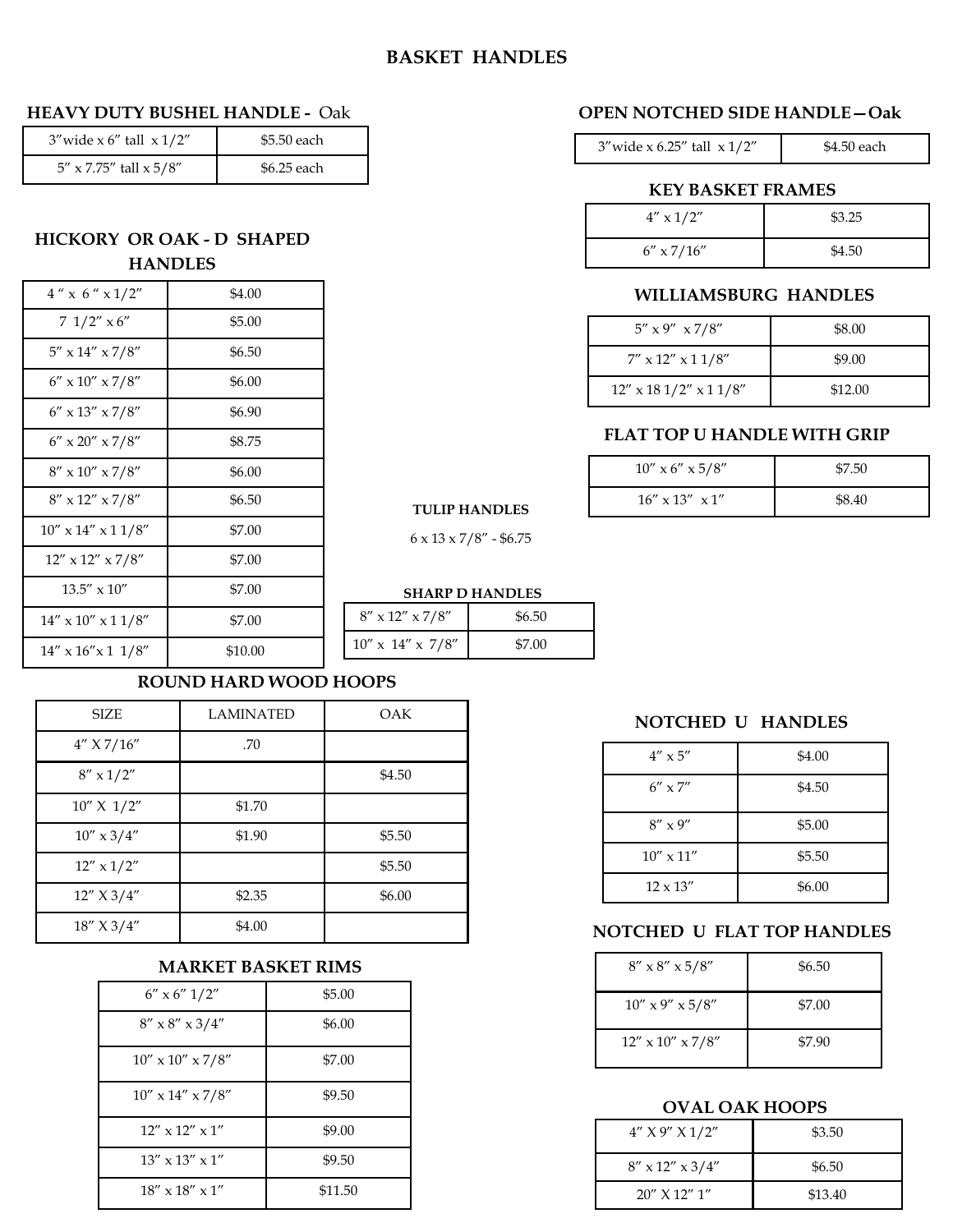# BASKET HANDLES

### HEAVY DUTY BUSHEL HANDLE - Oak

| | |
|---|---|
| 3"wide x 6" tall x 1/2" | $5.50 each |
| 5" x 7.75" tall x 5/8" | $6.25 each |

### HICKORY OR OAK - D SHAPED HANDLES

| | |
|---|---|
| 4 " x 6 " x 1/2" | $4.00 |
| 7 1/2" x 6" | $5.00 |
| 5" x 14" x 7/8" | $6.50 |
| 6" x 10" x 7/8" | $6.00 |
| 6" x 13" x 7/8" | $6.90 |
| 6" x 20" x 7/8" | $8.75 |
| 8" x 10" x 7/8" | $6.00 |
| 8" x 12" x 7/8" | $6.50 |
| 10" x 14" x 1 1/8" | $7.00 |
| 12" x 12" x 7/8" | $7.00 |
| 13.5" x 10" | $7.00 |
| 14" x 10" x 1 1/8" | $7.00 |
| 14" x 16"x 1 1/8" | $10.00 |

### TULIP HANDLES

6 x 13 x 7/8" - $6.75

### SHARP D HANDLES

| | |
|---|---|
| 8" x 12" x 7/8" | $6.50 |
| 10" x 14" x 7/8" | $7.00 |

### ROUND HARD WOOD HOOPS

| SIZE | LAMINATED | OAK |
|---|---|---|
| 4" X 7/16" | .70 | |
| 8" x 1/2" | | $4.50 |
| 10" X 1/2" | $1.70 | |
| 10" x 3/4" | $1.90 | $5.50 |
| 12" x 1/2" | | $5.50 |
| 12" X 3/4" | $2.35 | $6.00 |
| 18" X 3/4" | $4.00 | |

### MARKET BASKET RIMS

| | |
|---|---|
| 6" x 6" 1/2" | $5.00 |
| 8" x 8" x 3/4" | $6.00 |
| 10" x 10" x 7/8" | $7.00 |
| 10" x 14" x 7/8" | $9.50 |
| 12" x 12" x 1" | $9.00 |
| 13" x 13" x 1" | $9.50 |
| 18" x 18" x 1" | $11.50 |

### OPEN NOTCHED SIDE HANDLE—Oak

| | |
|---|---|
| 3"wide x 6.25" tall x 1/2" | $4.50 each |

### KEY BASKET FRAMES

| | |
|---|---|
| 4" x 1/2" | $3.25 |
| 6" x 7/16" | $4.50 |

### WILLIAMSBURG HANDLES

| | |
|---|---|
| 5" x 9" x 7/8" | $8.00 |
| 7" x 12" x 1 1/8" | $9.00 |
| 12" x 18 1/2" x 1 1/8" | $12.00 |

### FLAT TOP U HANDLE WITH GRIP

| | |
|---|---|
| 10" x 6" x 5/8" | $7.50 |
| 16" x 13" x 1" | $8.40 |

### NOTCHED U HANDLES

| | |
|---|---|
| 4" x 5" | $4.00 |
| 6" x 7" | $4.50 |
| 8" x 9" | $5.00 |
| 10" x 11" | $5.50 |
| 12 x 13" | $6.00 |

### NOTCHED U FLAT TOP HANDLES

| | |
|---|---|
| 8" x 8" x 5/8" | $6.50 |
| 10" x 9" x 5/8" | $7.00 |
| 12" x 10" x 7/8" | $7.90 |

### OVAL OAK HOOPS

| | |
|---|---|
| 4" X 9" X 1/2" | $3.50 |
| 8" x 12" x 3/4" | $6.50 |
| 20" X 12" 1" | $13.40 |